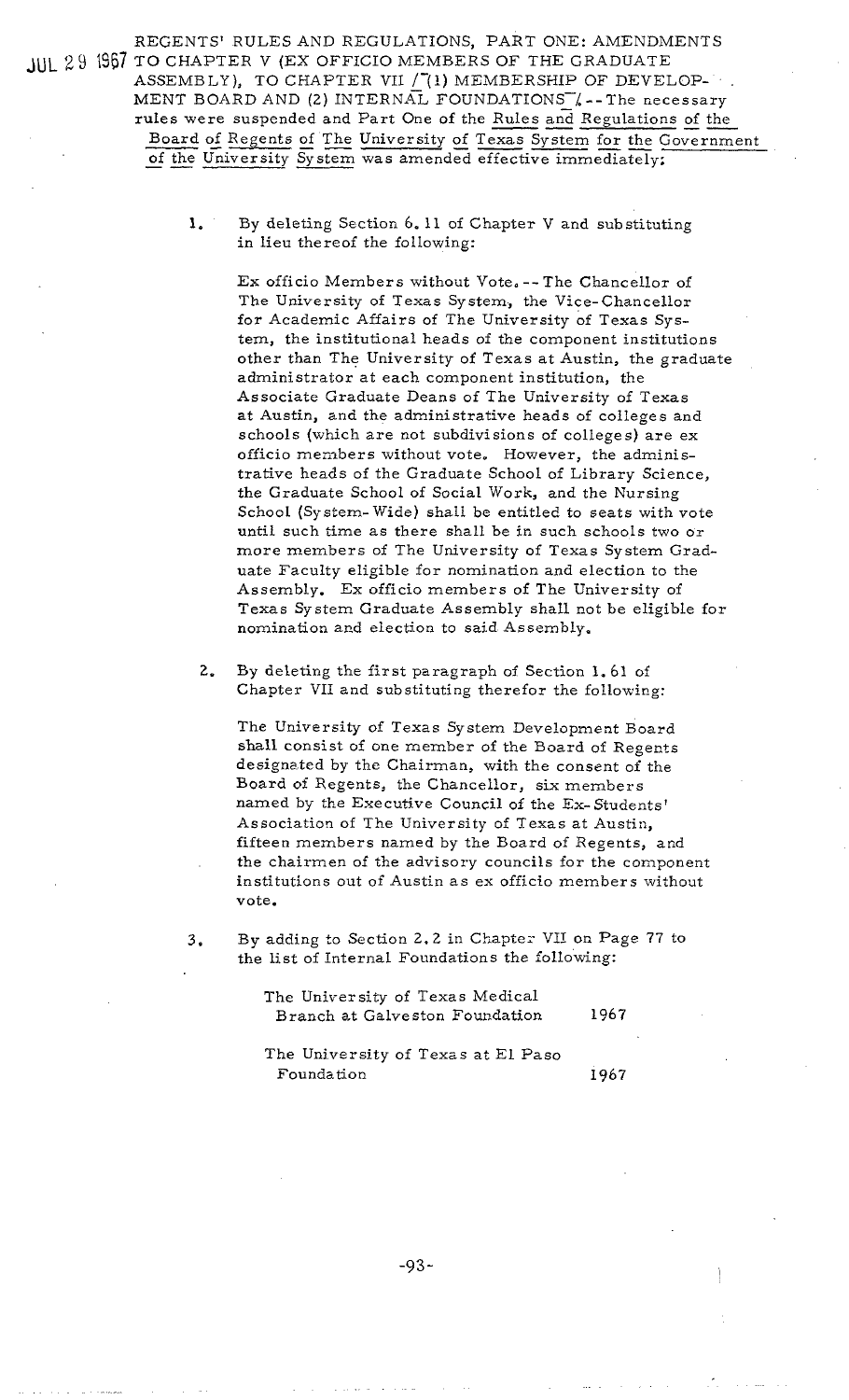JUL 29 1967 REGENTS' RULES AND REGULATIONS, PART ONE: AMENDMENTS TO CHAPTER V (EX OFFICIO MEMBERS OF THE GRADUATE ASSEMBLY), TO CHAPTER VII /(1) MEMBERSHIP OF DEVELOPMENT BOARD AND (2) INTERNAL FOUNDATIONS/.--The necessary rules were suspended and Part One of the Rules and Regulations of the Board of Regents of The University of Texas System for the Government of the University System was amended effective immediately:

1. By deleting Section 6.11 of Chapter V and substituting in lieu thereof the following:

   Ex officio Members without Vote.--The Chancellor of The University of Texas System, the Vice-Chancellor for Academic Affairs of The University of Texas System, the institutional heads of the component institutions other than The University of Texas at Austin, the graduate administrator at each component institution, the Associate Graduate Deans of The University of Texas at Austin, and the administrative heads of colleges and schools (which are not subdivisions of colleges) are ex officio members without vote. However, the administrative heads of the Graduate School of Library Science, the Graduate School of Social Work, and the Nursing School (System-Wide) shall be entitled to seats with vote until such time as there shall be in such schools two or more members of The University of Texas System Graduate Faculty eligible for nomination and election to the Assembly. Ex officio members of The University of Texas System Graduate Assembly shall not be eligible for nomination and election to said Assembly.

2. By deleting the first paragraph of Section 1.61 of Chapter VII and substituting therefor the following:

   The University of Texas System Development Board shall consist of one member of the Board of Regents designated by the Chairman, with the consent of the Board of Regents, the Chancellor, six members named by the Executive Council of the Ex-Students' Association of The University of Texas at Austin, fifteen members named by the Board of Regents, and the chairmen of the advisory councils for the component institutions out of Austin as ex officio members without vote.

3. By adding to Section 2.2 in Chapter VII on Page 77 to the list of Internal Foundations the following:

   The University of Texas Medical Branch at Galveston Foundation 1967

   The University of Texas at El Paso Foundation 1967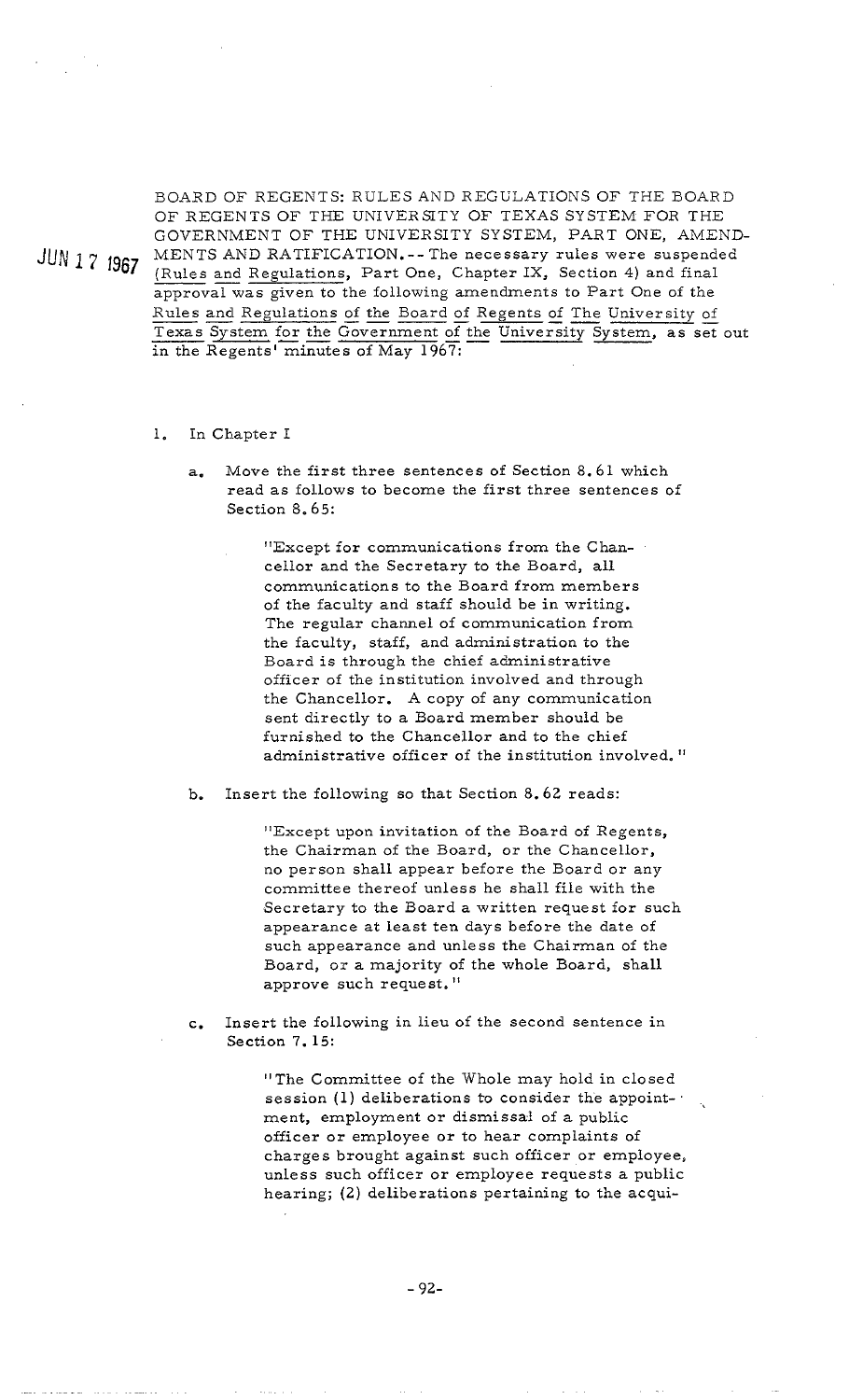JUN 17 1967

BOARD OF REGENTS: RULES AND REGULATIONS OF THE BOARD OF REGENTS OF THE UNIVERSITY OF TEXAS SYSTEM FOR THE GOVERNMENT OF THE UNIVERSITY SYSTEM, PART ONE, AMENDMENTS AND RATIFICATION.--The necessary rules were suspended (Rules and Regulations, Part One, Chapter IX, Section 4) and final approval was given to the following amendments to Part One of the Rules and Regulations of the Board of Regents of The University of Texas System for the Government of the University System, as set out in the Regents' minutes of May 1967:

1. In Chapter I

   a. Move the first three sentences of Section 8.61 which read as follows to become the first three sentences of Section 8.65:

      > "Except for communications from the Chancellor and the Secretary to the Board, all communications to the Board from members of the faculty and staff should be in writing. The regular channel of communication from the faculty, staff, and administration to the Board is through the chief administrative officer of the institution involved and through the Chancellor. A copy of any communication sent directly to a Board member should be furnished to the Chancellor and to the chief administrative officer of the institution involved."

   b. Insert the following so that Section 8.62 reads:

      > "Except upon invitation of the Board of Regents, the Chairman of the Board, or the Chancellor, no person shall appear before the Board or any committee thereof unless he shall file with the Secretary to the Board a written request for such appearance at least ten days before the date of such appearance and unless the Chairman of the Board, or a majority of the whole Board, shall approve such request."

   c. Insert the following in lieu of the second sentence in Section 7.15:

      > "The Committee of the Whole may hold in closed session (1) deliberations to consider the appointment, employment or dismissal of a public officer or employee or to hear complaints of charges brought against such officer or employee, unless such officer or employee requests a public hearing; (2) deliberations pertaining to the acqui-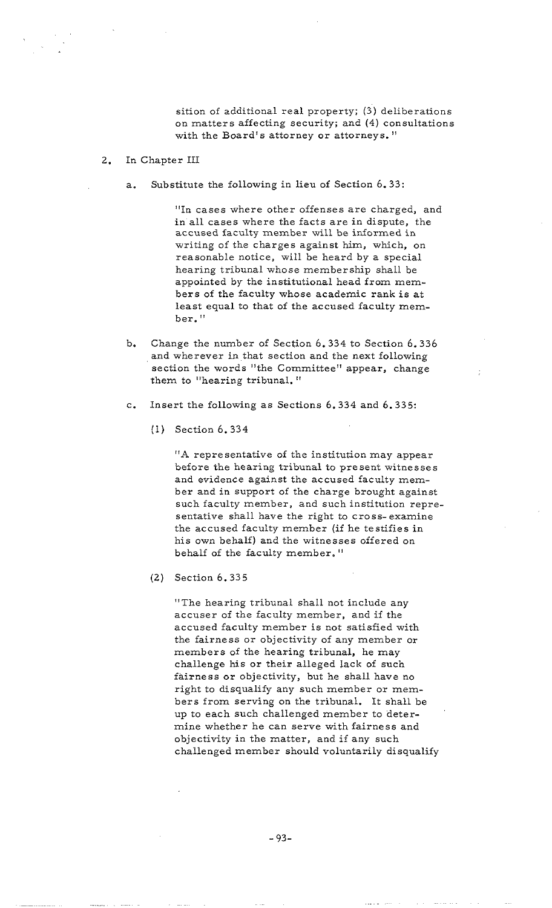sition of additional real property; (3) deliberations on matters affecting security; and (4) consultations with the Board's attorney or attorneys."

2. In Chapter III

   a. Substitute the following in lieu of Section 6.33:

      "In cases where other offenses are charged, and in all cases where the facts are in dispute, the accused faculty member will be informed in writing of the charges against him, which, on reasonable notice, will be heard by a special hearing tribunal whose membership shall be appointed by the institutional head from members of the faculty whose academic rank is at least equal to that of the accused faculty member."

   b. Change the number of Section 6.334 to Section 6.336 and wherever in that section and the next following section the words "the Committee" appear, change them to "hearing tribunal."

   c. Insert the following as Sections 6.334 and 6.335:

      (1) Section 6.334

      "A representative of the institution may appear before the hearing tribunal to present witnesses and evidence against the accused faculty member and in support of the charge brought against such faculty member, and such institution representative shall have the right to cross-examine the accused faculty member (if he testifies in his own behalf) and the witnesses offered on behalf of the faculty member."

      (2) Section 6.335

      "The hearing tribunal shall not include any accuser of the faculty member, and if the accused faculty member is not satisfied with the fairness or objectivity of any member or members of the hearing tribunal, he may challenge his or their alleged lack of such fairness or objectivity, but he shall have no right to disqualify any such member or members from serving on the tribunal. It shall be up to each such challenged member to determine whether he can serve with fairness and objectivity in the matter, and if any such challenged member should voluntarily disqualify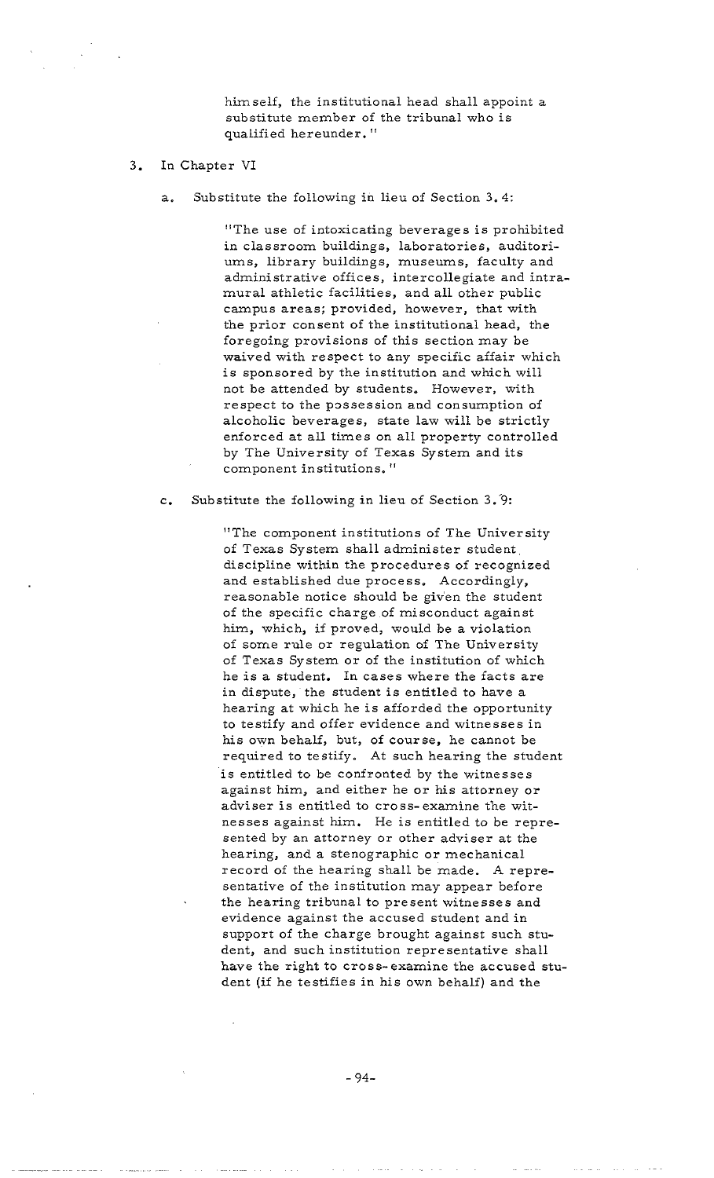himself, the institutional head shall appoint a substitute member of the tribunal who is qualified hereunder."

3. In Chapter VI

   a. Substitute the following in lieu of Section 3.4:

      "The use of intoxicating beverages is prohibited in classroom buildings, laboratories, auditoriums, library buildings, museums, faculty and administrative offices, intercollegiate and intramural athletic facilities, and all other public campus areas; provided, however, that with the prior consent of the institutional head, the foregoing provisions of this section may be waived with respect to any specific affair which is sponsored by the institution and which will not be attended by students. However, with respect to the possession and consumption of alcoholic beverages, state law will be strictly enforced at all times on all property controlled by The University of Texas System and its component institutions."

   c. Substitute the following in lieu of Section 3.9:

      "The component institutions of The University of Texas System shall administer student discipline within the procedures of recognized and established due process. Accordingly, reasonable notice should be given the student of the specific charge of misconduct against him, which, if proved, would be a violation of some rule or regulation of The University of Texas System or of the institution of which he is a student. In cases where the facts are in dispute, the student is entitled to have a hearing at which he is afforded the opportunity to testify and offer evidence and witnesses in his own behalf, but, of course, he cannot be required to testify. At such hearing the student is entitled to be confronted by the witnesses against him, and either he or his attorney or adviser is entitled to cross-examine the witnesses against him. He is entitled to be represented by an attorney or other adviser at the hearing, and a stenographic or mechanical record of the hearing shall be made. A representative of the institution may appear before the hearing tribunal to present witnesses and evidence against the accused student and in support of the charge brought against such student, and such institution representative shall have the right to cross-examine the accused student (if he testifies in his own behalf) and the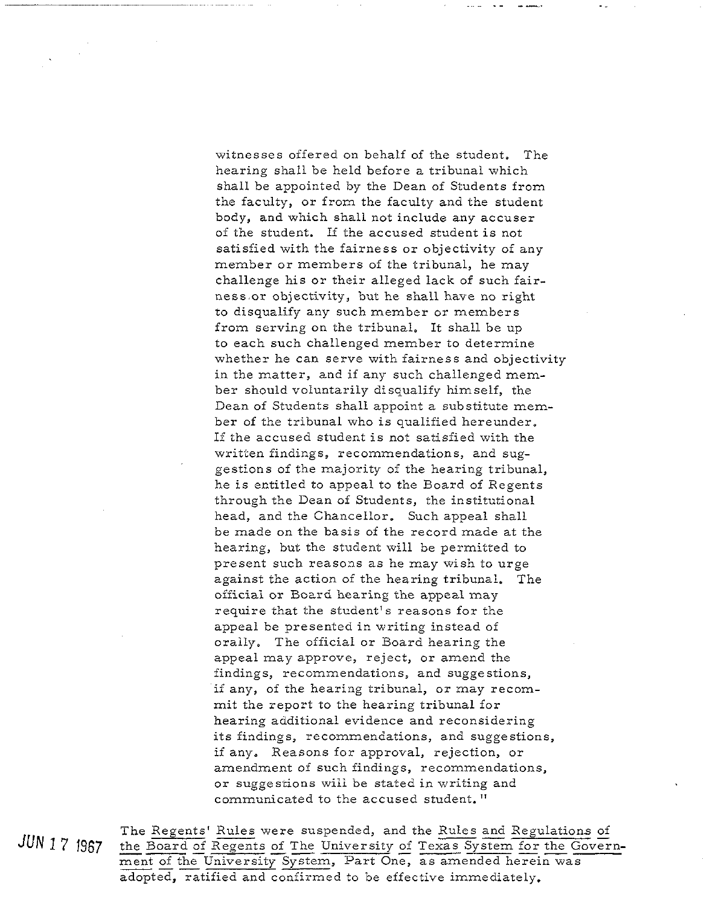witnesses offered on behalf of the student. The hearing shall be held before a tribunal which shall be appointed by the Dean of Students from the faculty, or from the faculty and the student body, and which shall not include any accuser of the student. If the accused student is not satisfied with the fairness or objectivity of any member or members of the tribunal, he may challenge his or their alleged lack of such fairness or objectivity, but he shall have no right to disqualify any such member or members from serving on the tribunal. It shall be up to each such challenged member to determine whether he can serve with fairness and objectivity in the matter, and if any such challenged member should voluntarily disqualify himself, the Dean of Students shall appoint a substitute member of the tribunal who is qualified hereunder. If the accused student is not satisfied with the written findings, recommendations, and suggestions of the majority of the hearing tribunal, he is entitled to appeal to the Board of Regents through the Dean of Students, the institutional head, and the Chancellor. Such appeal shall be made on the basis of the record made at the hearing, but the student will be permitted to present such reasons as he may wish to urge against the action of the hearing tribunal. The official or Board hearing the appeal may require that the student's reasons for the appeal be presented in writing instead of orally. The official or Board hearing the appeal may approve, reject, or amend the findings, recommendations, and suggestions, if any, of the hearing tribunal, or may recommit the report to the hearing tribunal for hearing additional evidence and reconsidering its findings, recommendations, and suggestions, if any. Reasons for approval, rejection, or amendment of such findings, recommendations, or suggestions will be stated in writing and communicated to the accused student."

JUN 17 1967

The Regents' Rules were suspended, and the Rules and Regulations of the Board of Regents of The University of Texas System for the Government of the University System, Part One, as amended herein was adopted, ratified and confirmed to be effective immediately.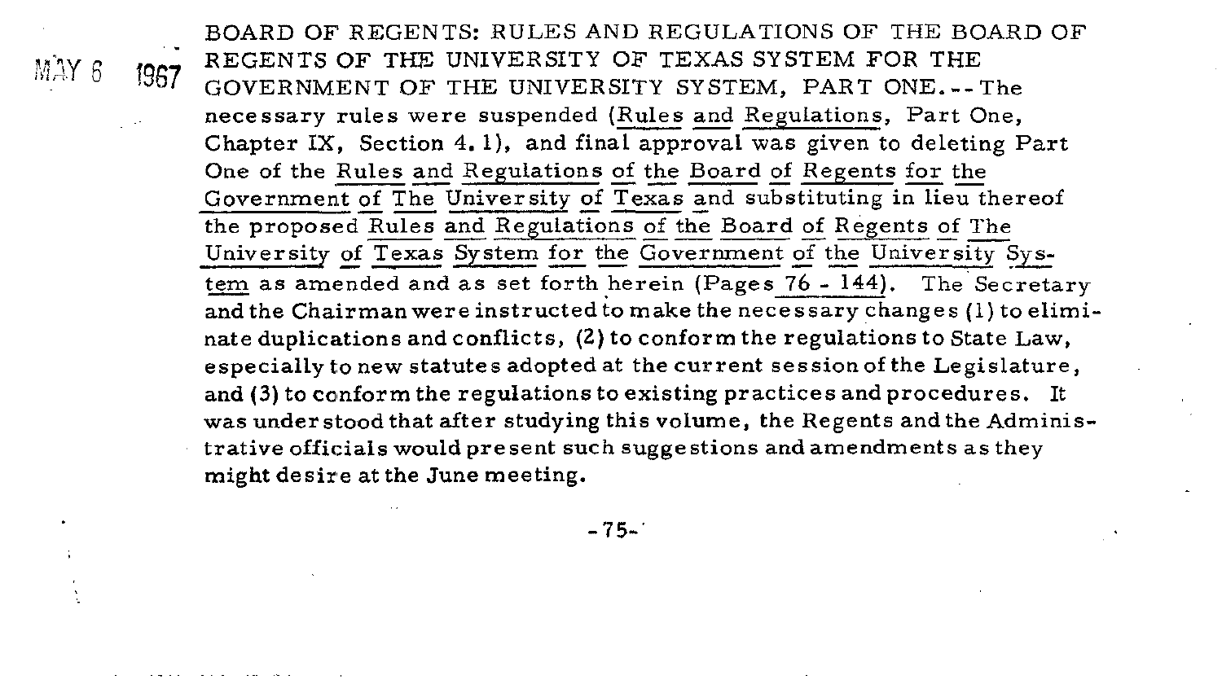MAY 6 1967

BOARD OF REGENTS: RULES AND REGULATIONS OF THE BOARD OF REGENTS OF THE UNIVERSITY OF TEXAS SYSTEM FOR THE GOVERNMENT OF THE UNIVERSITY SYSTEM, PART ONE.--The necessary rules were suspended (Rules and Regulations, Part One, Chapter IX, Section 4.1), and final approval was given to deleting Part One of the Rules and Regulations of the Board of Regents for the Government of The University of Texas and substituting in lieu thereof the proposed Rules and Regulations of the Board of Regents of The University of Texas System for the Government of the University System as amended and as set forth herein (Pages 76 - 144). The Secretary and the Chairman were instructed to make the necessary changes (1) to eliminate duplications and conflicts, (2) to conform the regulations to State Law, especially to new statutes adopted at the current session of the Legislature, and (3) to conform the regulations to existing practices and procedures. It was understood that after studying this volume, the Regents and the Administrative officials would present such suggestions and amendments as they might desire at the June meeting.